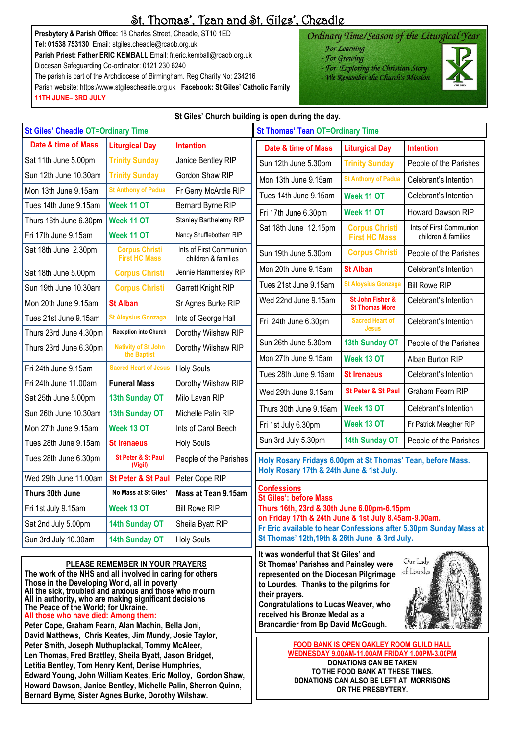# St. Thomas', Tean and St. Giles', Cheadle

**Presbytery & Parish Office:** 18 Charles Street, Cheadle, ST10 1ED
**Tel: 01538 753130** Email: stgiles.cheadle@rcaob.org.uk
**Parish Priest: Father ERIC KEMBALL** Email: fr.eric.kemball@rcaob.org.uk
Diocesan Safeguarding Co-ordinator: 0121 230 6240
The parish is part of the Archdiocese of Birmingham. Reg Charity No: 234216
Parish website: https://www.stgilescheadle.org.uk **Facebook: St Giles' Catholic Family**
**11TH JUNE– 3RD JULY**

*Ordinary Time/Season of the Liturgical Year*
- *For Learning*
- *For Growing*
- *For Exploring the Christian Story*
- *We Remember the Church's Mission*

CHI RHO

**St Giles' Church building is open during the day.**

## St Giles' Cheadle OT=Ordinary Time

| Date & time of Mass | Liturgical Day | Intention |
|---|---|---|
| Sat 11th June 5.00pm | Trinity Sunday | Janice Bentley RIP |
| Sun 12th June 10.30am | Trinity Sunday | Gordon Shaw RIP |
| Mon 13th June 9.15am | St Anthony of Padua | Fr Gerry McArdle RIP |
| Tues 14th June 9.15am | Week 11 OT | Bernard Byrne RIP |
| Thurs 16th June 6.30pm | Week 11 OT | Stanley Barthelemy RIP |
| Fri 17th June 9.15am | Week 11 OT | Nancy Shufflebotham RIP |
| Sat 18th June 2.30pm | Corpus Christi First HC Mass | Ints of First Communion children & families |
| Sat 18th June 5.00pm | Corpus Christi | Jennie Hammersley RIP |
| Sun 19th June 10.30am | Corpus Christi | Garrett Knight RIP |
| Mon 20th June 9.15am | St Alban | Sr Agnes Burke RIP |
| Tues 21st June 9.15am | St Aloysius Gonzaga | Ints of George Hall |
| Thurs 23rd June 4.30pm | Reception into Church | Dorothy Wilshaw RIP |
| Thurs 23rd June 6.30pm | Nativity of St John the Baptist | Dorothy Wilshaw RIP |
| Fri 24th June 9.15am | Sacred Heart of Jesus | Holy Souls |
| Fri 24th June 11.00am | **Funeral Mass** | Dorothy Wilshaw RIP |
| Sat 25th June 5.00pm | 13th Sunday OT | Milo Lavan RIP |
| Sun 26th June 10.30am | 13th Sunday OT | Michelle Palin RIP |
| Mon 27th June 9.15am | Week 13 OT | Ints of Carol Beech |
| Tues 28th June 9.15am | St Irenaeus | Holy Souls |
| Tues 28th June 6.30pm | St Peter & St Paul (Vigil) | People of the Parishes |
| Wed 29th June 11.00am | St Peter & St Paul | Peter Cope RIP |
| **Thurs 30th June** | **No Mass at St Giles'** | **Mass at Tean 9.15am** |
| Fri 1st July 9.15am | Week 13 OT | Bill Rowe RIP |
| Sat 2nd July 5.00pm | 14th Sunday OT | Sheila Byatt RIP |
| Sun 3rd July 10.30am | 14th Sunday OT | Holy Souls |

## St Thomas' Tean OT=Ordinary Time

| Date & time of Mass | Liturgical Day | Intention |
|---|---|---|
| Sun 12th June 5.30pm | Trinity Sunday | People of the Parishes |
| Mon 13th June 9.15am | St Anthony of Padua | Celebrant's Intention |
| Tues 14th June 9.15am | Week 11 OT | Celebrant's Intention |
| Fri 17th June 6.30pm | Week 11 OT | Howard Dawson RIP |
| Sat 18th June 12.15pm | Corpus Christi First HC Mass | Ints of First Communion children & families |
| Sun 19th June 5.30pm | Corpus Christi | People of the Parishes |
| Mon 20th June 9.15am | St Alban | Celebrant's Intention |
| Tues 21st June 9.15am | St Aloysius Gonzaga | Bill Rowe RIP |
| Wed 22nd June 9.15am | St John Fisher & St Thomas More | Celebrant's Intention |
| Fri 24th June 6.30pm | Sacred Heart of Jesus | Celebrant's Intention |
| Sun 26th June 5.30pm | 13th Sunday OT | People of the Parishes |
| Mon 27th June 9.15am | Week 13 OT | Alban Burton RIP |
| Tues 28th June 9.15am | St Irenaeus | Celebrant's Intention |
| Wed 29th June 9.15am | St Peter & St Paul | Graham Fearn RIP |
| Thurs 30th June 9.15am | Week 13 OT | Celebrant's Intention |
| Fri 1st July 6.30pm | Week 13 OT | Fr Patrick Meagher RIP |
| Sun 3rd July 5.30pm | 14th Sunday OT | People of the Parishes |

**Holy Rosary Fridays 6.00pm at St Thomas' Tean, before Mass.**
**Holy Rosary 17th & 24th June & 1st July.**

**Confessions**
**St Giles': before Mass**
**Thurs 16th, 23rd & 30th June 6.00pm-6.15pm**
**on Friday 17th & 24th June & 1st July 8.45am-9.00am.**
**Fr Eric available to hear Confessions after 5.30pm Sunday Mass at St Thomas' 12th,19th & 26th June & 3rd July.**

**PLEASE REMEMBER IN YOUR PRAYERS**
**The work of the NHS and all involved in caring for others**
**Those in the Developing World, all in poverty**
**All the sick, troubled and anxious and those who mourn**
**All in authority, who are making significant decisions**
**The Peace of the World; for Ukraine.**
**All those who have died: Among them:**
**Peter Cope, Graham Fearn, Alan Machin, Bella Joni, David Matthews, Chris Keates, Jim Mundy, Josie Taylor, Peter Smith, Joseph Muthuplackal, Tommy McAleer, Len Thomas, Fred Brattley, Sheila Byatt, Jason Bridget, Letitia Bentley, Tom Henry Kent, Denise Humphries, Edward Young, John William Keates, Eric Molloy, Gordon Shaw, Howard Dawson, Janice Bentley, Michelle Palin, Sherron Quinn, Bernard Byrne, Sister Agnes Burke, Dorothy Wilshaw.**

**It was wonderful that St Giles' and St Thomas' Parishes and Painsley were represented on the Diocesan Pilgrimage to Lourdes. Thanks to the pilgrims for their prayers.**
**Congratulations to Lucas Weaver, who received his Bronze Medal as a Brancardier from Bp David McGough.**

Our Lady of Lourdes

**FOOD BANK IS OPEN OAKLEY ROOM GUILD HALL**
**WEDNESDAY 9.00AM-11.00AM FRIDAY 1.00PM-3.00PM**
**DONATIONS CAN BE TAKEN TO THE FOOD BANK AT THESE TIMES.**
**DONATIONS CAN ALSO BE LEFT AT MORRISONS OR THE PRESBYTERY.**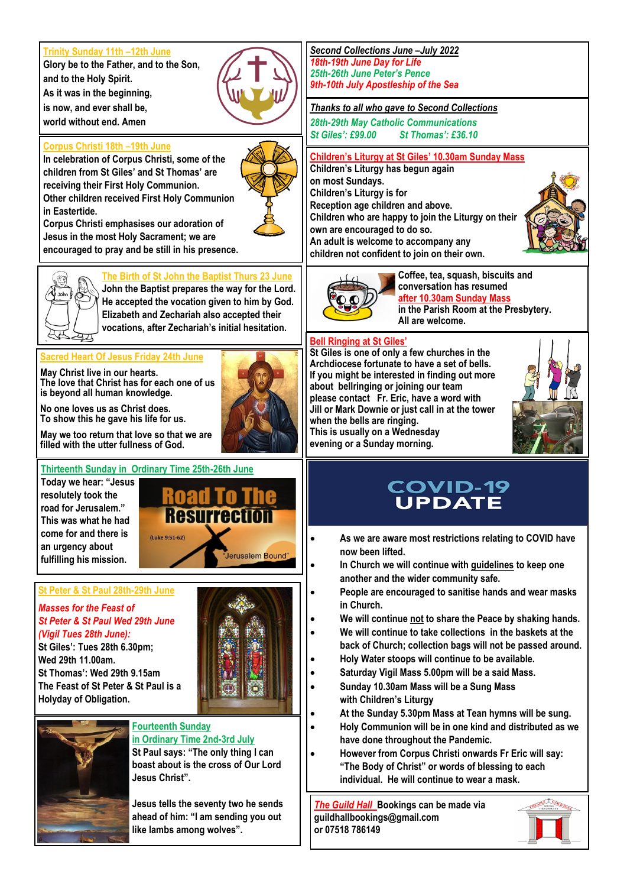## Trinity Sunday 11th –12th June

**Glory be to the Father, and to the Son,**
**and to the Holy Spirit.**
**As it was in the beginning,**
**is now, and ever shall be,**
**world without end. Amen**

## Corpus Christi 18th –19th June

**In celebration of Corpus Christi, some of the children from St Giles' and St Thomas' are receiving their First Holy Communion.**
**Other children received First Holy Communion in Eastertide.**
**Corpus Christi emphasises our adoration of Jesus in the most Holy Sacrament; we are encouraged to pray and be still in his presence.**

## The Birth of St John the Baptist Thurs 23 June

**John the Baptist prepares the way for the Lord. He accepted the vocation given to him by God. Elizabeth and Zechariah also accepted their vocations, after Zechariah's initial hesitation.**

## Sacred Heart Of Jesus Friday 24th June

**May Christ live in our hearts.**
**The love that Christ has for each one of us is beyond all human knowledge.**

**No one loves us as Christ does.**
**To show this he gave his life for us.**

**May we too return that love so that we are filled with the utter fullness of God.**

## Thirteenth Sunday in Ordinary Time 25th-26th June

**Today we hear: "Jesus resolutely took the road for Jerusalem." This was what he had come for and there is an urgency about fulfilling his mission.**

Road To The Resurrection
(Luke 9:51-62)
"Jerusalem Bound"

## St Peter & St Paul 28th-29th June

***Masses for the Feast of St Peter & St Paul Wed 29th June (Vigil Tues 28th June):***
**St Giles': Tues 28th 6.30pm; Wed 29th 11.00am.**
**St Thomas': Wed 29th 9.15am**
**The Feast of St Peter & St Paul is a Holyday of Obligation.**

## Fourteenth Sunday in Ordinary Time 2nd-3rd July

**St Paul says: "The only thing I can boast about is the cross of Our Lord Jesus Christ".**

**Jesus tells the seventy two he sends ahead of him: "I am sending you out like lambs among wolves".**

## Second Collections June –July 2022

***18th-19th June Day for Life***
***25th-26th June Peter's Pence***
***9th-10th July Apostleship of the Sea***

## Thanks to all who gave to Second Collections

***28th-29th May Catholic Communications***
***St Giles': £99.00 St Thomas': £36.10***

## Children's Liturgy at St Giles' 10.30am Sunday Mass

**Children's Liturgy has begun again on most Sundays.**
**Children's Liturgy is for Reception age children and above.**
**Children who are happy to join the Liturgy on their own are encouraged to do so.**
**An adult is welcome to accompany any children not confident to join on their own.**

**Coffee, tea, squash, biscuits and conversation has resumed after 10.30am Sunday Mass in the Parish Room at the Presbytery. All are welcome.**

## Bell Ringing at St Giles'

**St Giles is one of only a few churches in the Archdiocese fortunate to have a set of bells. If you might be interested in finding out more about bellringing or joining our team please contact Fr. Eric, have a word with Jill or Mark Downie or just call in at the tower when the bells are ringing. This is usually on a Wednesday evening or a Sunday morning.**

## COVID-19 UPDATE

- **As we are aware most restrictions relating to COVID have now been lifted.**
- **In Church we will continue with guidelines to keep one another and the wider community safe.**
- **People are encouraged to sanitise hands and wear masks in Church.**
- **We will continue not to share the Peace by shaking hands.**
- **We will continue to take collections in the baskets at the back of Church; collection bags will not be passed around.**
- **Holy Water stoops will continue to be available.**
- **Saturday Vigil Mass 5.00pm will be a said Mass.**
- **Sunday 10.30am Mass will be a Sung Mass with Children's Liturgy**
- **At the Sunday 5.30pm Mass at Tean hymns will be sung.**
- **Holy Communion will be in one kind and distributed as we have done throughout the Pandemic.**
- **However from Corpus Christi onwards Fr Eric will say: "The Body of Christ" or words of blessing to each individual. He will continue to wear a mask.**

***The Guild Hall*** **Bookings can be made via guildhallbookings@gmail.com or 07518 786149**